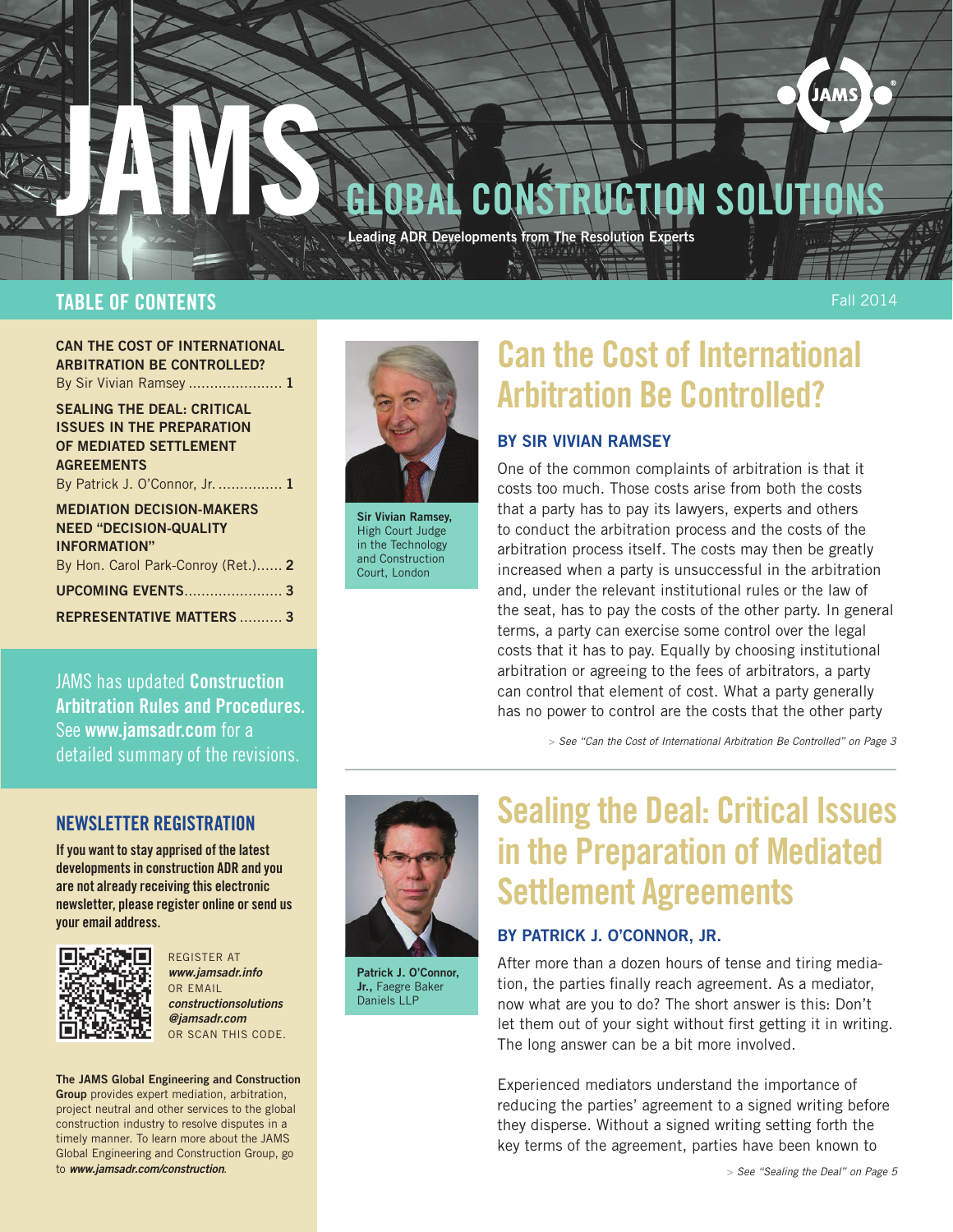# JAMS GLOBAL CONSTRUCTION SOLUTIONS

Leading ADR Developments from The Resolution Experts

## TABLE OF CONTENTS

Fall 2014

**CAN THE COST OF INTERNATIONAL ARBITRATION BE CONTROLLED?**
By Sir Vivian Ramsey ...................... 1

**SEALING THE DEAL: CRITICAL ISSUES IN THE PREPARATION OF MEDIATED SETTLEMENT AGREEMENTS**
By Patrick J. O'Connor, Jr. ............... 1

**MEDIATION DECISION-MAKERS NEED "DECISION-QUALITY INFORMATION"**
By Hon. Carol Park-Conroy (Ret.)...... 2

**UPCOMING EVENTS**....................... 3

**REPRESENTATIVE MATTERS** .......... 3

JAMS has updated **Construction Arbitration Rules and Procedures.** See **www.jamsadr.com** for a detailed summary of the revisions.

## NEWSLETTER REGISTRATION

**If you want to stay apprised of the latest developments in construction ADR and you are not already receiving this electronic newsletter, please register online or send us your email address.**

REGISTER AT ***www.jamsadr.info*** OR EMAIL ***constructionsolutions@jamsadr.com*** OR SCAN THIS CODE.

**The JAMS Global Engineering and Construction Group** provides expert mediation, arbitration, project neutral and other services to the global construction industry to resolve disputes in a timely manner. To learn more about the JAMS Global Engineering and Construction Group, go to ***www.jamsadr.com/construction***.

## Can the Cost of International Arbitration Be Controlled?

**BY SIR VIVIAN RAMSEY**

**Sir Vivian Ramsey,** High Court Judge in the Technology and Construction Court, London

One of the common complaints of arbitration is that it costs too much. Those costs arise from both the costs that a party has to pay its lawyers, experts and others to conduct the arbitration process and the costs of the arbitration process itself. The costs may then be greatly increased when a party is unsuccessful in the arbitration and, under the relevant institutional rules or the law of the seat, has to pay the costs of the other party. In general terms, a party can exercise some control over the legal costs that it has to pay. Equally by choosing institutional arbitration or agreeing to the fees of arbitrators, a party can control that element of cost. What a party generally has no power to control are the costs that the other party

> *See "Can the Cost of International Arbitration Be Controlled" on Page 3*

## Sealing the Deal: Critical Issues in the Preparation of Mediated Settlement Agreements

**BY PATRICK J. O'CONNOR, JR.**

**Patrick J. O'Connor, Jr.,** Faegre Baker Daniels LLP

After more than a dozen hours of tense and tiring mediation, the parties finally reach agreement. As a mediator, now what are you to do? The short answer is this: Don't let them out of your sight without first getting it in writing. The long answer can be a bit more involved.

Experienced mediators understand the importance of reducing the parties' agreement to a signed writing before they disperse. Without a signed writing setting forth the key terms of the agreement, parties have been known to

> *See "Sealing the Deal" on Page 5*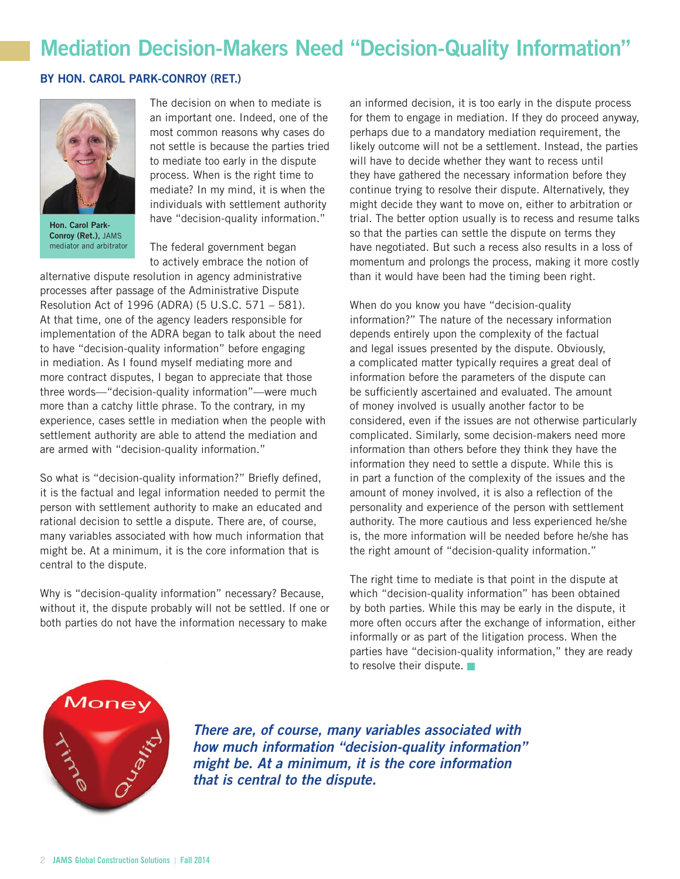# Mediation Decision-Makers Need "Decision-Quality Information"

**BY HON. CAROL PARK-CONROY (RET.)**

**Hon. Carol Park-Conroy (Ret.),** JAMS mediator and arbitrator

The decision on when to mediate is an important one. Indeed, one of the most common reasons why cases do not settle is because the parties tried to mediate too early in the dispute process. When is the right time to mediate? In my mind, it is when the individuals with settlement authority have "decision-quality information."

The federal government began to actively embrace the notion of alternative dispute resolution in agency administrative processes after passage of the Administrative Dispute Resolution Act of 1996 (ADRA) (5 U.S.C. 571 – 581). At that time, one of the agency leaders responsible for implementation of the ADRA began to talk about the need to have "decision-quality information" before engaging in mediation. As I found myself mediating more and more contract disputes, I began to appreciate that those three words—"decision-quality information"—were much more than a catchy little phrase. To the contrary, in my experience, cases settle in mediation when the people with settlement authority are able to attend the mediation and are armed with "decision-quality information."

So what is "decision-quality information?" Briefly defined, it is the factual and legal information needed to permit the person with settlement authority to make an educated and rational decision to settle a dispute. There are, of course, many variables associated with how much information that might be. At a minimum, it is the core information that is central to the dispute.

Why is "decision-quality information" necessary? Because, without it, the dispute probably will not be settled. If one or both parties do not have the information necessary to make an informed decision, it is too early in the dispute process for them to engage in mediation. If they do proceed anyway, perhaps due to a mandatory mediation requirement, the likely outcome will not be a settlement. Instead, the parties will have to decide whether they want to recess until they have gathered the necessary information before they continue trying to resolve their dispute. Alternatively, they might decide they want to move on, either to arbitration or trial. The better option usually is to recess and resume talks so that the parties can settle the dispute on terms they have negotiated. But such a recess also results in a loss of momentum and prolongs the process, making it more costly than it would have been had the timing been right.

When do you know you have "decision-quality information?" The nature of the necessary information depends entirely upon the complexity of the factual and legal issues presented by the dispute. Obviously, a complicated matter typically requires a great deal of information before the parameters of the dispute can be sufficiently ascertained and evaluated. The amount of money involved is usually another factor to be considered, even if the issues are not otherwise particularly complicated. Similarly, some decision-makers need more information than others before they think they have the information they need to settle a dispute. While this is in part a function of the complexity of the issues and the amount of money involved, it is also a reflection of the personality and experience of the person with settlement authority. The more cautious and less experienced he/she is, the more information will be needed before he/she has the right amount of "decision-quality information."

The right time to mediate is that point in the dispute at which "decision-quality information" has been obtained by both parties. While this may be early in the dispute, it more often occurs after the exchange of information, either informally or as part of the litigation process. When the parties have "decision-quality information," they are ready to resolve their dispute.

***There are, of course, many variables associated with how much information "decision-quality information" might be. At a minimum, it is the core information that is central to the dispute.***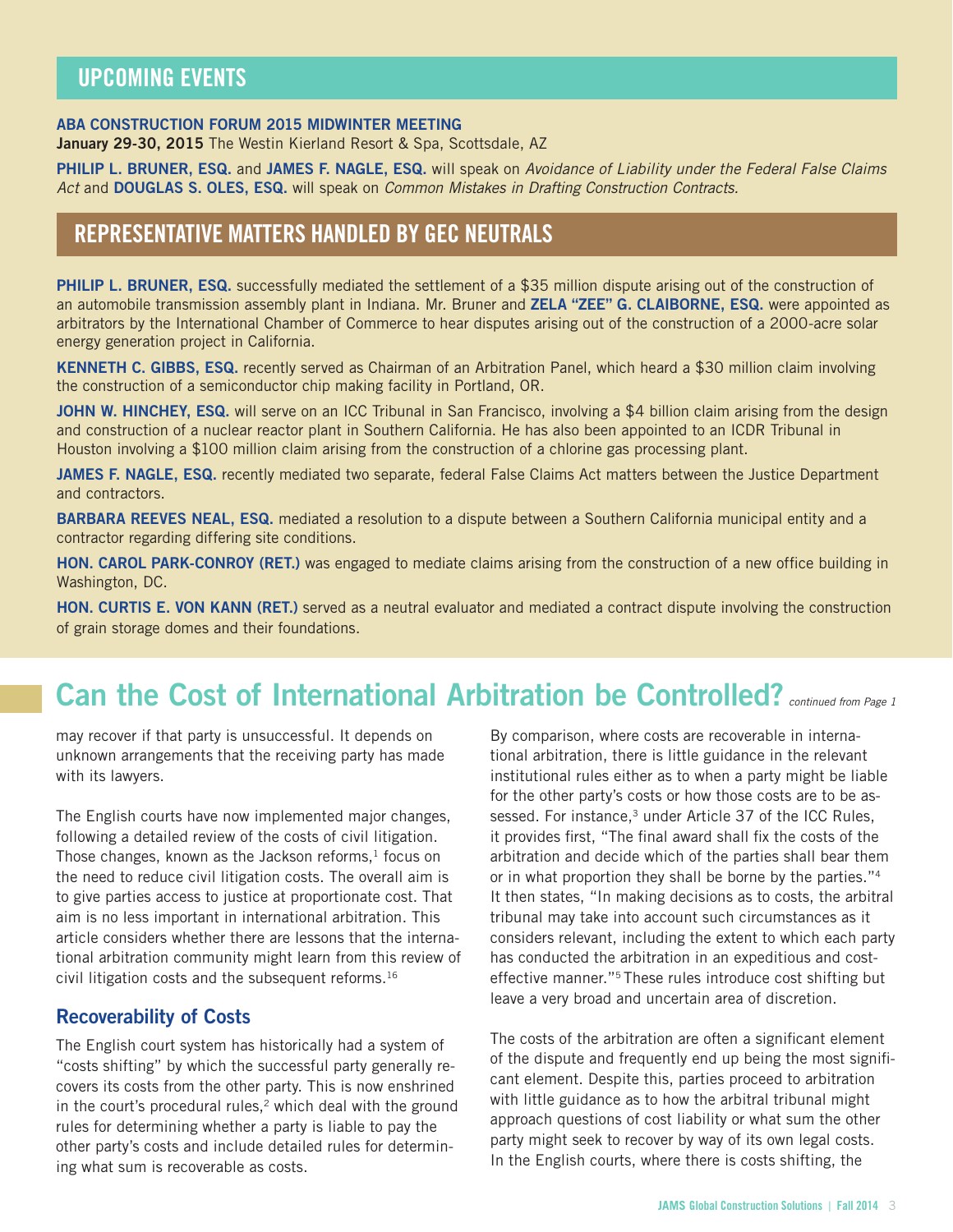## UPCOMING EVENTS

**ABA CONSTRUCTION FORUM 2015 MIDWINTER MEETING**

**January 29-30, 2015** The Westin Kierland Resort & Spa, Scottsdale, AZ

**PHILIP L. BRUNER, ESQ.** and **JAMES F. NAGLE, ESQ.** will speak on *Avoidance of Liability under the Federal False Claims Act* and **DOUGLAS S. OLES, ESQ.** will speak on *Common Mistakes in Drafting Construction Contracts.*

## REPRESENTATIVE MATTERS HANDLED BY GEC NEUTRALS

**PHILIP L. BRUNER, ESQ.** successfully mediated the settlement of a $35 million dispute arising out of the construction of an automobile transmission assembly plant in Indiana. Mr. Bruner and **ZELA "ZEE" G. CLAIBORNE, ESQ.** were appointed as arbitrators by the International Chamber of Commerce to hear disputes arising out of the construction of a 2000-acre solar energy generation project in California.

**KENNETH C. GIBBS, ESQ.** recently served as Chairman of an Arbitration Panel, which heard a $30 million claim involving the construction of a semiconductor chip making facility in Portland, OR.

**JOHN W. HINCHEY, ESQ.** will serve on an ICC Tribunal in San Francisco, involving a $4 billion claim arising from the design and construction of a nuclear reactor plant in Southern California. He has also been appointed to an ICDR Tribunal in Houston involving a $100 million claim arising from the construction of a chlorine gas processing plant.

**JAMES F. NAGLE, ESQ.** recently mediated two separate, federal False Claims Act matters between the Justice Department and contractors.

**BARBARA REEVES NEAL, ESQ.** mediated a resolution to a dispute between a Southern California municipal entity and a contractor regarding differing site conditions.

**HON. CAROL PARK-CONROY (RET.)** was engaged to mediate claims arising from the construction of a new office building in Washington, DC.

**HON. CURTIS E. VON KANN (RET.)** served as a neutral evaluator and mediated a contract dispute involving the construction of grain storage domes and their foundations.

# Can the Cost of International Arbitration be Controlled? *continued from Page 1*

may recover if that party is unsuccessful. It depends on unknown arrangements that the receiving party has made with its lawyers.

The English courts have now implemented major changes, following a detailed review of the costs of civil litigation. Those changes, known as the Jackson reforms,[1] focus on the need to reduce civil litigation costs. The overall aim is to give parties access to justice at proportionate cost. That aim is no less important in international arbitration. This article considers whether there are lessons that the international arbitration community might learn from this review of civil litigation costs and the subsequent reforms.[16]

### Recoverability of Costs

The English court system has historically had a system of "costs shifting" by which the successful party generally recovers its costs from the other party. This is now enshrined in the court's procedural rules,[2] which deal with the ground rules for determining whether a party is liable to pay the other party's costs and include detailed rules for determining what sum is recoverable as costs.

By comparison, where costs are recoverable in international arbitration, there is little guidance in the relevant institutional rules either as to when a party might be liable for the other party's costs or how those costs are to be assessed. For instance,[3] under Article 37 of the ICC Rules, it provides first, "The final award shall fix the costs of the arbitration and decide which of the parties shall bear them or in what proportion they shall be borne by the parties."[4] It then states, "In making decisions as to costs, the arbitral tribunal may take into account such circumstances as it considers relevant, including the extent to which each party has conducted the arbitration in an expeditious and cost-effective manner."[5] These rules introduce cost shifting but leave a very broad and uncertain area of discretion.

The costs of the arbitration are often a significant element of the dispute and frequently end up being the most significant element. Despite this, parties proceed to arbitration with little guidance as to how the arbitral tribunal might approach questions of cost liability or what sum the other party might seek to recover by way of its own legal costs. In the English courts, where there is costs shifting, the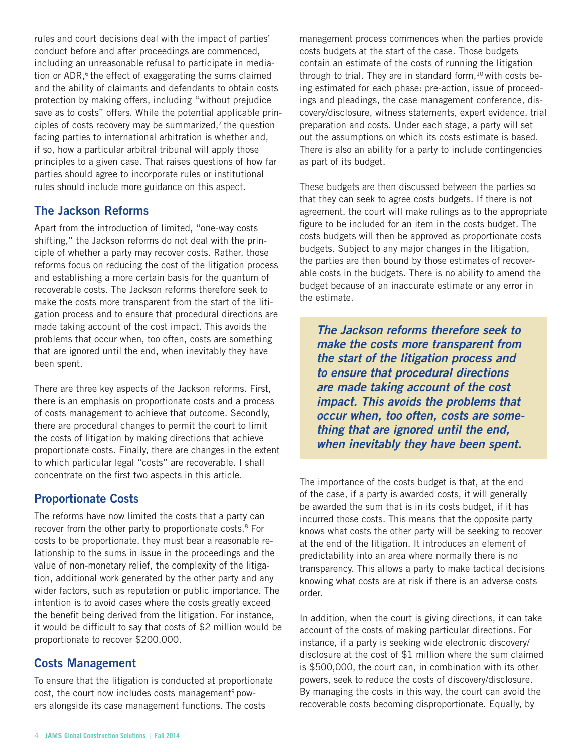rules and court decisions deal with the impact of parties' conduct before and after proceedings are commenced, including an unreasonable refusal to participate in mediation or ADR,[6] the effect of exaggerating the sums claimed and the ability of claimants and defendants to obtain costs protection by making offers, including "without prejudice save as to costs" offers. While the potential applicable principles of costs recovery may be summarized,[7] the question facing parties to international arbitration is whether and, if so, how a particular arbitral tribunal will apply those principles to a given case. That raises questions of how far parties should agree to incorporate rules or institutional rules should include more guidance on this aspect.

## The Jackson Reforms

Apart from the introduction of limited, "one-way costs shifting," the Jackson reforms do not deal with the principle of whether a party may recover costs. Rather, those reforms focus on reducing the cost of the litigation process and establishing a more certain basis for the quantum of recoverable costs. The Jackson reforms therefore seek to make the costs more transparent from the start of the litigation process and to ensure that procedural directions are made taking account of the cost impact. This avoids the problems that occur when, too often, costs are something that are ignored until the end, when inevitably they have been spent.

There are three key aspects of the Jackson reforms. First, there is an emphasis on proportionate costs and a process of costs management to achieve that outcome. Secondly, there are procedural changes to permit the court to limit the costs of litigation by making directions that achieve proportionate costs. Finally, there are changes in the extent to which particular legal "costs" are recoverable. I shall concentrate on the first two aspects in this article.

## Proportionate Costs

The reforms have now limited the costs that a party can recover from the other party to proportionate costs.[8] For costs to be proportionate, they must bear a reasonable relationship to the sums in issue in the proceedings and the value of non-monetary relief, the complexity of the litigation, additional work generated by the other party and any wider factors, such as reputation or public importance. The intention is to avoid cases where the costs greatly exceed the benefit being derived from the litigation. For instance, it would be difficult to say that costs of $2 million would be proportionate to recover $200,000.

## Costs Management

To ensure that the litigation is conducted at proportionate cost, the court now includes costs management[9] powers alongside its case management functions. The costs management process commences when the parties provide costs budgets at the start of the case. Those budgets contain an estimate of the costs of running the litigation through to trial. They are in standard form,[10] with costs being estimated for each phase: pre-action, issue of proceedings and pleadings, the case management conference, discovery/disclosure, witness statements, expert evidence, trial preparation and costs. Under each stage, a party will set out the assumptions on which its costs estimate is based. There is also an ability for a party to include contingencies as part of its budget.

These budgets are then discussed between the parties so that they can seek to agree costs budgets. If there is not agreement, the court will make rulings as to the appropriate figure to be included for an item in the costs budget. The costs budgets will then be approved as proportionate costs budgets. Subject to any major changes in the litigation, the parties are then bound by those estimates of recoverable costs in the budgets. There is no ability to amend the budget because of an inaccurate estimate or any error in the estimate.

> ***The Jackson reforms therefore seek to make the costs more transparent from the start of the litigation process and to ensure that procedural directions are made taking account of the cost impact. This avoids the problems that occur when, too often, costs are something that are ignored until the end, when inevitably they have been spent.***

The importance of the costs budget is that, at the end of the case, if a party is awarded costs, it will generally be awarded the sum that is in its costs budget, if it has incurred those costs. This means that the opposite party knows what costs the other party will be seeking to recover at the end of the litigation. It introduces an element of predictability into an area where normally there is no transparency. This allows a party to make tactical decisions knowing what costs are at risk if there is an adverse costs order.

In addition, when the court is giving directions, it can take account of the costs of making particular directions. For instance, if a party is seeking wide electronic discovery/disclosure at the cost of $1 million where the sum claimed is $500,000, the court can, in combination with its other powers, seek to reduce the costs of discovery/disclosure. By managing the costs in this way, the court can avoid the recoverable costs becoming disproportionate. Equally, by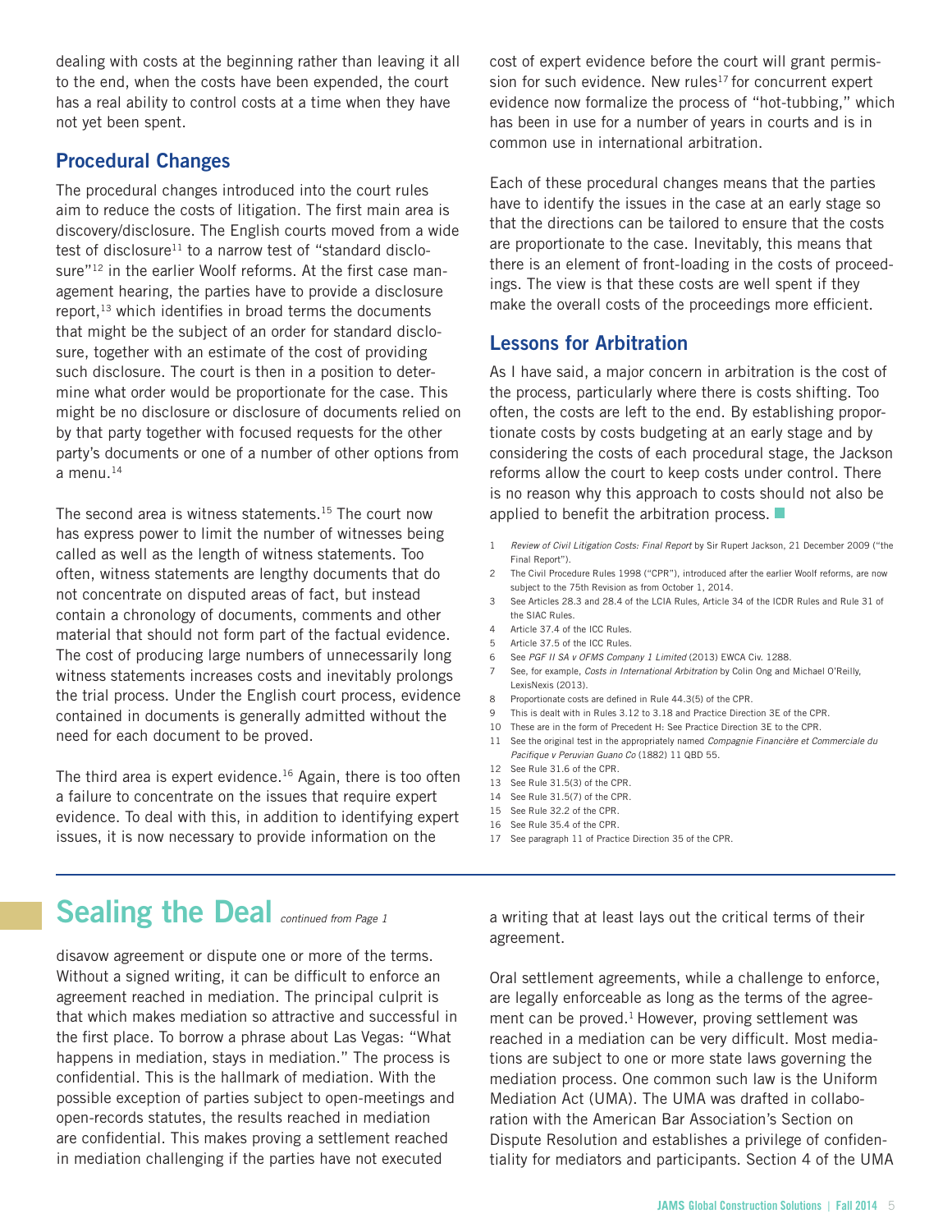dealing with costs at the beginning rather than leaving it all to the end, when the costs have been expended, the court has a real ability to control costs at a time when they have not yet been spent.

## Procedural Changes

The procedural changes introduced into the court rules aim to reduce the costs of litigation. The first main area is discovery/disclosure. The English courts moved from a wide test of disclosure[11] to a narrow test of "standard disclosure"[12] in the earlier Woolf reforms. At the first case management hearing, the parties have to provide a disclosure report,[13] which identifies in broad terms the documents that might be the subject of an order for standard disclosure, together with an estimate of the cost of providing such disclosure. The court is then in a position to determine what order would be proportionate for the case. This might be no disclosure or disclosure of documents relied on by that party together with focused requests for the other party's documents or one of a number of other options from a menu.[14]

The second area is witness statements.[15] The court now has express power to limit the number of witnesses being called as well as the length of witness statements. Too often, witness statements are lengthy documents that do not concentrate on disputed areas of fact, but instead contain a chronology of documents, comments and other material that should not form part of the factual evidence. The cost of producing large numbers of unnecessarily long witness statements increases costs and inevitably prolongs the trial process. Under the English court process, evidence contained in documents is generally admitted without the need for each document to be proved.

The third area is expert evidence.[16] Again, there is too often a failure to concentrate on the issues that require expert evidence. To deal with this, in addition to identifying expert issues, it is now necessary to provide information on the cost of expert evidence before the court will grant permission for such evidence. New rules[17] for concurrent expert evidence now formalize the process of "hot-tubbing," which has been in use for a number of years in courts and is in common use in international arbitration.

Each of these procedural changes means that the parties have to identify the issues in the case at an early stage so that the directions can be tailored to ensure that the costs are proportionate to the case. Inevitably, this means that there is an element of front-loading in the costs of proceedings. The view is that these costs are well spent if they make the overall costs of the proceedings more efficient.

## Lessons for Arbitration

As I have said, a major concern in arbitration is the cost of the process, particularly where there is costs shifting. Too often, the costs are left to the end. By establishing proportionate costs by costs budgeting at an early stage and by considering the costs of each procedural stage, the Jackson reforms allow the court to keep costs under control. There is no reason why this approach to costs should not also be applied to benefit the arbitration process. ■

1. *Review of Civil Litigation Costs: Final Report* by Sir Rupert Jackson, 21 December 2009 ("the Final Report").
2. The Civil Procedure Rules 1998 ("CPR"), introduced after the earlier Woolf reforms, are now subject to the 75th Revision as from October 1, 2014.
3. See Articles 28.3 and 28.4 of the LCIA Rules, Article 34 of the ICDR Rules and Rule 31 of the SIAC Rules.
4. Article 37.4 of the ICC Rules.
5. Article 37.5 of the ICC Rules.
6. See *PGF II SA v OFMS Company 1 Limited* (2013) EWCA Civ. 1288.
7. See, for example, *Costs in International Arbitration* by Colin Ong and Michael O'Reilly, LexisNexis (2013).
8. Proportionate costs are defined in Rule 44.3(5) of the CPR.
9. This is dealt with in Rules 3.12 to 3.18 and Practice Direction 3E of the CPR.
10. These are in the form of Precedent H: See Practice Direction 3E to the CPR.
11. See the original test in the appropriately named *Compagnie Financière et Commerciale du Pacifique v Peruvian Guano Co* (1882) 11 QBD 55.
12. See Rule 31.6 of the CPR.
13. See Rule 31.5(3) of the CPR.
14. See Rule 31.5(7) of the CPR.
15. See Rule 32.2 of the CPR.
16. See Rule 35.4 of the CPR.
17. See paragraph 11 of Practice Direction 35 of the CPR.

---

# Sealing the Deal *continued from Page 1*

disavow agreement or dispute one or more of the terms. Without a signed writing, it can be difficult to enforce an agreement reached in mediation. The principal culprit is that which makes mediation so attractive and successful in the first place. To borrow a phrase about Las Vegas: "What happens in mediation, stays in mediation." The process is confidential. This is the hallmark of mediation. With the possible exception of parties subject to open-meetings and open-records statutes, the results reached in mediation are confidential. This makes proving a settlement reached in mediation challenging if the parties have not executed a writing that at least lays out the critical terms of their agreement.

Oral settlement agreements, while a challenge to enforce, are legally enforceable as long as the terms of the agreement can be proved.[1] However, proving settlement was reached in a mediation can be very difficult. Most mediations are subject to one or more state laws governing the mediation process. One common such law is the Uniform Mediation Act (UMA). The UMA was drafted in collaboration with the American Bar Association's Section on Dispute Resolution and establishes a privilege of confidentiality for mediators and participants. Section 4 of the UMA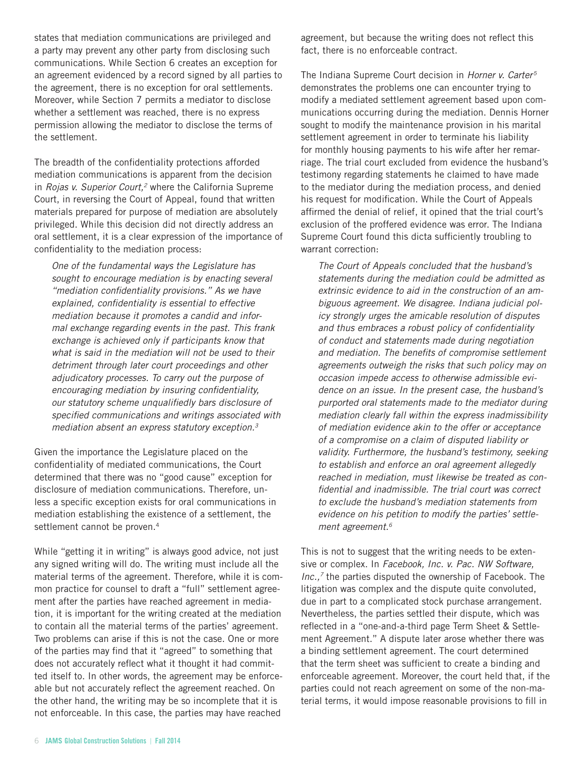states that mediation communications are privileged and a party may prevent any other party from disclosing such communications. While Section 6 creates an exception for an agreement evidenced by a record signed by all parties to the agreement, there is no exception for oral settlements. Moreover, while Section 7 permits a mediator to disclose whether a settlement was reached, there is no express permission allowing the mediator to disclose the terms of the settlement.

The breadth of the confidentiality protections afforded mediation communications is apparent from the decision in *Rojas v. Superior Court,*[2] where the California Supreme Court, in reversing the Court of Appeal, found that written materials prepared for purpose of mediation are absolutely privileged. While this decision did not directly address an oral settlement, it is a clear expression of the importance of confidentiality to the mediation process:

> *One of the fundamental ways the Legislature has sought to encourage mediation is by enacting several "mediation confidentiality provisions." As we have explained, confidentiality is essential to effective mediation because it promotes a candid and informal exchange regarding events in the past. This frank exchange is achieved only if participants know that what is said in the mediation will not be used to their detriment through later court proceedings and other adjudicatory processes. To carry out the purpose of encouraging mediation by insuring confidentiality, our statutory scheme unqualifiedly bars disclosure of specified communications and writings associated with mediation absent an express statutory exception.*[3]

Given the importance the Legislature placed on the confidentiality of mediated communications, the Court determined that there was no "good cause" exception for disclosure of mediation communications. Therefore, unless a specific exception exists for oral communications in mediation establishing the existence of a settlement, the settlement cannot be proven.[4]

While "getting it in writing" is always good advice, not just any signed writing will do. The writing must include all the material terms of the agreement. Therefore, while it is common practice for counsel to draft a "full" settlement agreement after the parties have reached agreement in mediation, it is important for the writing created at the mediation to contain all the material terms of the parties' agreement. Two problems can arise if this is not the case. One or more of the parties may find that it "agreed" to something that does not accurately reflect what it thought it had committed itself to. In other words, the agreement may be enforceable but not accurately reflect the agreement reached. On the other hand, the writing may be so incomplete that it is not enforceable. In this case, the parties may have reached agreement, but because the writing does not reflect this fact, there is no enforceable contract.

The Indiana Supreme Court decision in *Horner v. Carter*[5] demonstrates the problems one can encounter trying to modify a mediated settlement agreement based upon communications occurring during the mediation. Dennis Horner sought to modify the maintenance provision in his marital settlement agreement in order to terminate his liability for monthly housing payments to his wife after her remarriage. The trial court excluded from evidence the husband's testimony regarding statements he claimed to have made to the mediator during the mediation process, and denied his request for modification. While the Court of Appeals affirmed the denial of relief, it opined that the trial court's exclusion of the proffered evidence was error. The Indiana Supreme Court found this dicta sufficiently troubling to warrant correction:

> *The Court of Appeals concluded that the husband's statements during the mediation could be admitted as extrinsic evidence to aid in the construction of an ambiguous agreement. We disagree. Indiana judicial policy strongly urges the amicable resolution of disputes and thus embraces a robust policy of confidentiality of conduct and statements made during negotiation and mediation. The benefits of compromise settlement agreements outweigh the risks that such policy may on occasion impede access to otherwise admissible evidence on an issue. In the present case, the husband's purported oral statements made to the mediator during mediation clearly fall within the express inadmissibility of mediation evidence akin to the offer or acceptance of a compromise on a claim of disputed liability or validity. Furthermore, the husband's testimony, seeking to establish and enforce an oral agreement allegedly reached in mediation, must likewise be treated as confidential and inadmissible. The trial court was correct to exclude the husband's mediation statements from evidence on his petition to modify the parties' settlement agreement.*[6]

This is not to suggest that the writing needs to be extensive or complex. In *Facebook, Inc. v. Pac. NW Software, Inc.,*[7] the parties disputed the ownership of Facebook. The litigation was complex and the dispute quite convoluted, due in part to a complicated stock purchase arrangement. Nevertheless, the parties settled their dispute, which was reflected in a "one-and-a-third page Term Sheet & Settlement Agreement." A dispute later arose whether there was a binding settlement agreement. The court determined that the term sheet was sufficient to create a binding and enforceable agreement. Moreover, the court held that, if the parties could not reach agreement on some of the non-material terms, it would impose reasonable provisions to fill in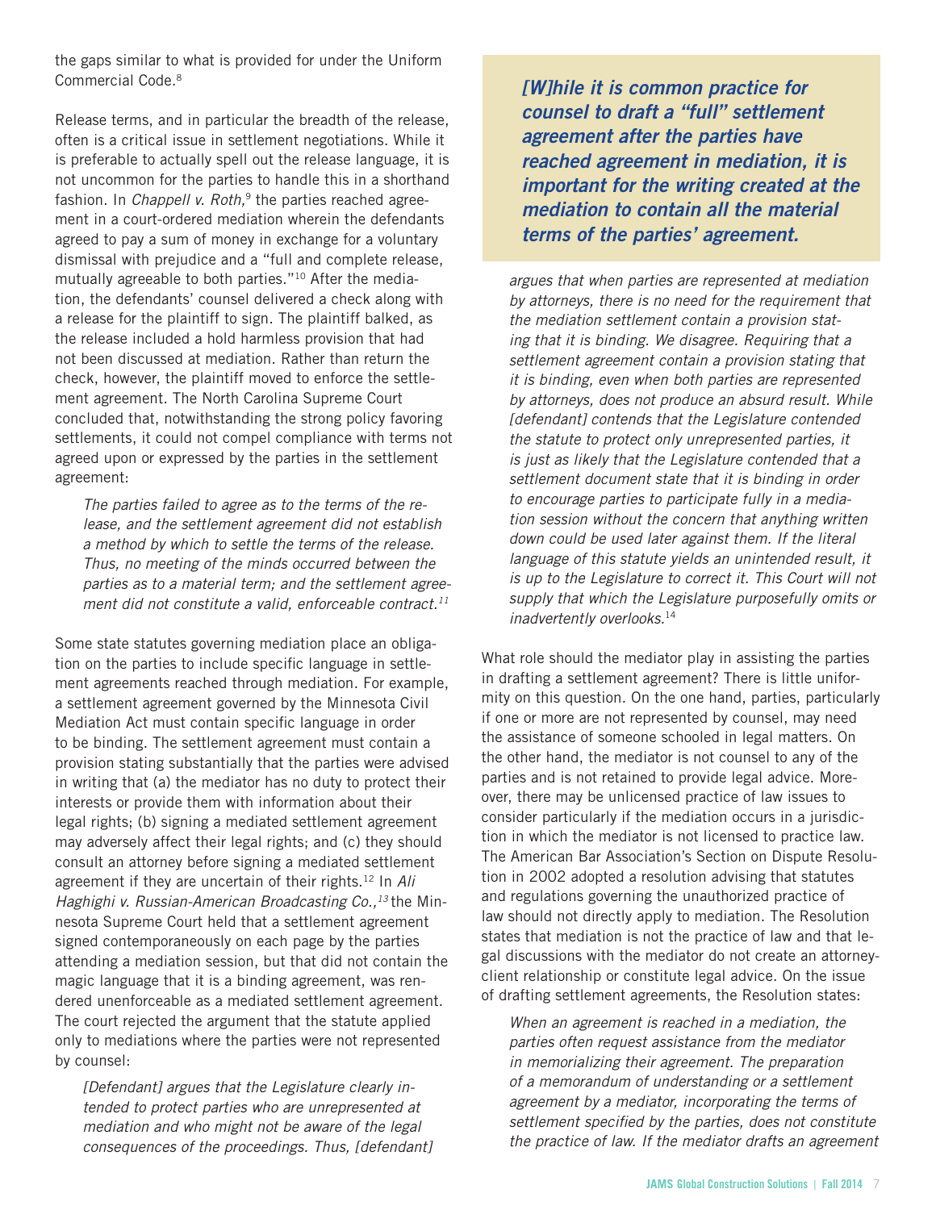the gaps similar to what is provided for under the Uniform Commercial Code.[8]

Release terms, and in particular the breadth of the release, often is a critical issue in settlement negotiations. While it is preferable to actually spell out the release language, it is not uncommon for the parties to handle this in a shorthand fashion. In *Chappell v. Roth,*[9] the parties reached agreement in a court-ordered mediation wherein the defendants agreed to pay a sum of money in exchange for a voluntary dismissal with prejudice and a "full and complete release, mutually agreeable to both parties."[10] After the mediation, the defendants' counsel delivered a check along with a release for the plaintiff to sign. The plaintiff balked, as the release included a hold harmless provision that had not been discussed at mediation. Rather than return the check, however, the plaintiff moved to enforce the settlement agreement. The North Carolina Supreme Court concluded that, notwithstanding the strong policy favoring settlements, it could not compel compliance with terms not agreed upon or expressed by the parties in the settlement agreement:

> *The parties failed to agree as to the terms of the release, and the settlement agreement did not establish a method by which to settle the terms of the release. Thus, no meeting of the minds occurred between the parties as to a material term; and the settlement agreement did not constitute a valid, enforceable contract.*[11]

Some state statutes governing mediation place an obligation on the parties to include specific language in settlement agreements reached through mediation. For example, a settlement agreement governed by the Minnesota Civil Mediation Act must contain specific language in order to be binding. The settlement agreement must contain a provision stating substantially that the parties were advised in writing that (a) the mediator has no duty to protect their interests or provide them with information about their legal rights; (b) signing a mediated settlement agreement may adversely affect their legal rights; and (c) they should consult an attorney before signing a mediated settlement agreement if they are uncertain of their rights.[12] In *Ali Haghighi v. Russian-American Broadcasting Co.,*[13] the Minnesota Supreme Court held that a settlement agreement signed contemporaneously on each page by the parties attending a mediation session, but that did not contain the magic language that it is a binding agreement, was rendered unenforceable as a mediated settlement agreement. The court rejected the argument that the statute applied only to mediations where the parties were not represented by counsel:

> *[Defendant] argues that the Legislature clearly intended to protect parties who are unrepresented at mediation and who might not be aware of the legal consequences of the proceedings. Thus, [defendant] argues that when parties are represented at mediation by attorneys, there is no need for the requirement that the mediation settlement contain a provision stating that it is binding. We disagree. Requiring that a settlement agreement contain a provision stating that it is binding, even when both parties are represented by attorneys, does not produce an absurd result. While [defendant] contends that the Legislature contended the statute to protect only unrepresented parties, it is just as likely that the Legislature contended that a settlement document state that it is binding in order to encourage parties to participate fully in a mediation session without the concern that anything written down could be used later against them. If the literal language of this statute yields an unintended result, it is up to the Legislature to correct it. This Court will not supply that which the Legislature purposefully omits or inadvertently overlooks.*[14]

> ***[W]hile it is common practice for counsel to draft a "full" settlement agreement after the parties have reached agreement in mediation, it is important for the writing created at the mediation to contain all the material terms of the parties' agreement.***

What role should the mediator play in assisting the parties in drafting a settlement agreement? There is little uniformity on this question. On the one hand, parties, particularly if one or more are not represented by counsel, may need the assistance of someone schooled in legal matters. On the other hand, the mediator is not counsel to any of the parties and is not retained to provide legal advice. Moreover, there may be unlicensed practice of law issues to consider particularly if the mediation occurs in a jurisdiction in which the mediator is not licensed to practice law. The American Bar Association's Section on Dispute Resolution in 2002 adopted a resolution advising that statutes and regulations governing the unauthorized practice of law should not directly apply to mediation. The Resolution states that mediation is not the practice of law and that legal discussions with the mediator do not create an attorney-client relationship or constitute legal advice. On the issue of drafting settlement agreements, the Resolution states:

> *When an agreement is reached in a mediation, the parties often request assistance from the mediator in memorializing their agreement. The preparation of a memorandum of understanding or a settlement agreement by a mediator, incorporating the terms of settlement specified by the parties, does not constitute the practice of law. If the mediator drafts an agreement*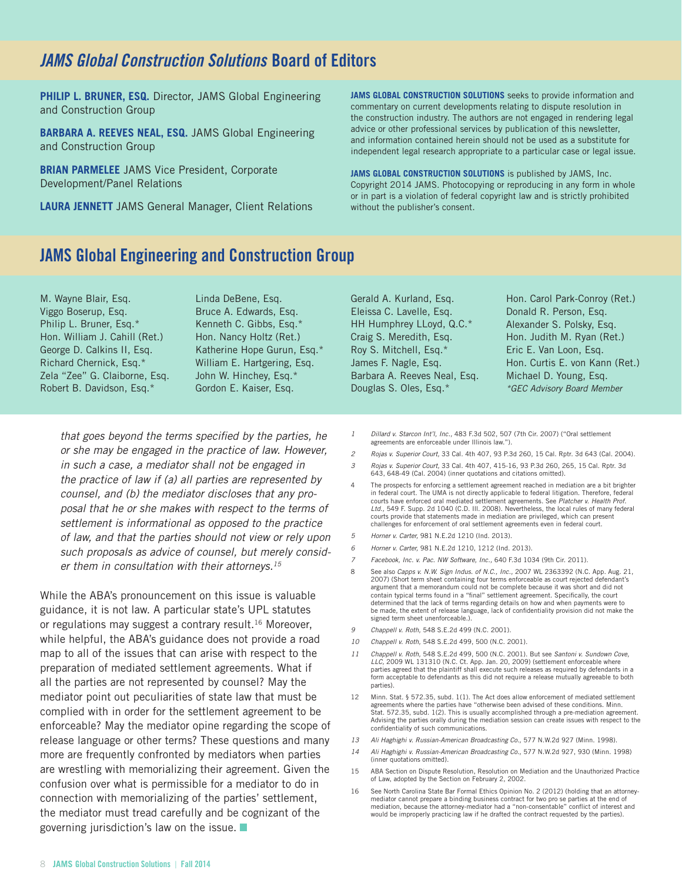## *JAMS Global Construction Solutions* Board of Editors

**PHILIP L. BRUNER, ESQ.** Director, JAMS Global Engineering and Construction Group

**BARBARA A. REEVES NEAL, ESQ.** JAMS Global Engineering and Construction Group

**BRIAN PARMELEE** JAMS Vice President, Corporate Development/Panel Relations

**LAURA JENNETT** JAMS General Manager, Client Relations

**JAMS GLOBAL CONSTRUCTION SOLUTIONS** seeks to provide information and commentary on current developments relating to dispute resolution in the construction industry. The authors are not engaged in rendering legal advice or other professional services by publication of this newsletter, and information contained herein should not be used as a substitute for independent legal research appropriate to a particular case or legal issue.

**JAMS GLOBAL CONSTRUCTION SOLUTIONS** is published by JAMS, Inc. Copyright 2014 JAMS. Photocopying or reproducing in any form in whole or in part is a violation of federal copyright law and is strictly prohibited without the publisher's consent.

## JAMS Global Engineering and Construction Group

M. Wayne Blair, Esq.
Viggo Boserup, Esq.
Philip L. Bruner, Esq.*
Hon. William J. Cahill (Ret.)
George D. Calkins II, Esq.
Richard Chernick, Esq.*
Zela "Zee" G. Claiborne, Esq.
Robert B. Davidson, Esq.*
Linda DeBene, Esq.
Bruce A. Edwards, Esq.
Kenneth C. Gibbs, Esq.*
Hon. Nancy Holtz (Ret.)
Katherine Hope Gurun, Esq.*
William E. Hartgering, Esq.
John W. Hinchey, Esq.*
Gordon E. Kaiser, Esq.
Gerald A. Kurland, Esq.
Eleissa C. Lavelle, Esq.
HH Humphrey LLoyd, Q.C.*
Craig S. Meredith, Esq.
Roy S. Mitchell, Esq.*
James F. Nagle, Esq.
Barbara A. Reeves Neal, Esq.
Douglas S. Oles, Esq.*
Hon. Carol Park-Conroy (Ret.)
Donald R. Person, Esq.
Alexander S. Polsky, Esq.
Hon. Judith M. Ryan (Ret.)
Eric E. Van Loon, Esq.
Hon. Curtis E. von Kann (Ret.)
Michael D. Young, Esq.
*\*GEC Advisory Board Member*

> *that goes beyond the terms specified by the parties, he or she may be engaged in the practice of law. However, in such a case, a mediator shall not be engaged in the practice of law if (a) all parties are represented by counsel, and (b) the mediator discloses that any proposal that he or she makes with respect to the terms of settlement is informational as opposed to the practice of law, and that the parties should not view or rely upon such proposals as advice of counsel, but merely consider them in consultation with their attorneys.*[15]

While the ABA's pronouncement on this issue is valuable guidance, it is not law. A particular state's UPL statutes or regulations may suggest a contrary result.[16] Moreover, while helpful, the ABA's guidance does not provide a road map to all of the issues that can arise with respect to the preparation of mediated settlement agreements. What if all the parties are not represented by counsel? May the mediator point out peculiarities of state law that must be complied with in order for the settlement agreement to be enforceable? May the mediator opine regarding the scope of release language or other terms? These questions and many more are frequently confronted by mediators when parties are wrestling with memorializing their agreement. Given the confusion over what is permissible for a mediator to do in connection with memorializing of the parties' settlement, the mediator must tread carefully and be cognizant of the governing jurisdiction's law on the issue.

1. *Dillard v. Starcon Int'l, Inc.*, 483 F.3d 502, 507 (7th Cir. 2007) ("Oral settlement agreements are enforceable under Illinois law.").
2. *Rojas v. Superior Court,* 33 Cal. 4th 407, 93 P.3d 260, 15 Cal. Rptr. 3d 643 (Cal. 2004).
3. *Rojas v. Superior Court,* 33 Cal. 4th 407, 415-16, 93 P.3d 260, 265, 15 Cal. Rptr. 3d 643, 648-49 (Cal. 2004) (inner quotations and citations omitted).
4. The prospects for enforcing a settlement agreement reached in mediation are a bit brighter in federal court. The UMA is not directly applicable to federal litigation. Therefore, federal courts have enforced oral mediated settlement agreements. See *Platcher v. Health Prof. Ltd.,* 549 F. Supp. 2d 1040 (C.D. Ill. 2008). Nevertheless, the local rules of many federal courts provide that statements made in mediation are privileged, which can present challenges for enforcement of oral settlement agreements even in federal court.
5. *Horner v. Carter,* 981 N.E.2d 1210 (Ind. 2013).
6. *Horner v. Carter,* 981 N.E.2d 1210, 1212 (Ind. 2013).
7. *Facebook, Inc. v. Pac. NW Software, Inc.,* 640 F.3d 1034 (9th Cir. 2011).
8. See also *Capps v. N.W. Sign Indus. of N.C., Inc.,* 2007 WL 2363392 (N.C. App. Aug. 21, 2007) (Short term sheet containing four terms enforceable as court rejected defendant's argument that a memorandum could not be complete because it was short and did not contain typical terms found in a "final" settlement agreement. Specifically, the court determined that the lack of terms regarding details on how and when payments were to be made, the extent of release language, lack of confidentiality provision did not make the signed term sheet unenforceable.).
9. *Chappell v. Roth,* 548 S.E.2d 499 (N.C. 2001).
10. *Chappell v. Roth,* 548 S.E.2d 499, 500 (N.C. 2001).
11. *Chappell v. Roth,* 548 S.E.2d 499, 500 (N.C. 2001). But see *Santoni v. Sundown Cove, LLC,* 2009 WL 131310 (N.C. Ct. App. Jan. 20, 2009) (settlement enforceable where parties agreed that the plaintiff shall execute such releases as required by defendants in a form acceptable to defendants as this did not require a release mutually agreeable to both parties).
12. Minn. Stat. § 572.35, subd. 1(1). The Act does allow enforcement of mediated settlement agreements where the parties have "otherwise been advised of these conditions. Minn. Stat. 572.35, subd. 1(2). This is usually accomplished through a pre-mediation agreement. Advising the parties orally during the mediation session can create issues with respect to the confidentiality of such communications.
13. *Ali Haghighi v. Russian-American Broadcasting Co.,* 577 N.W.2d 927 (Minn. 1998).
14. *Ali Haghighi v. Russian-American Broadcasting Co.,* 577 N.W.2d 927, 930 (Minn. 1998) (inner quotations omitted).
15. ABA Section on Dispute Resolution, Resolution on Mediation and the Unauthorized Practice of Law, adopted by the Section on February 2, 2002.
16. See North Carolina State Bar Formal Ethics Opinion No. 2 (2012) (holding that an attorney-mediator cannot prepare a binding business contract for two pro se parties at the end of mediation, because the attorney-mediator had a "non-consentable" conflict of interest and would be improperly practicing law if he drafted the contract requested by the parties).